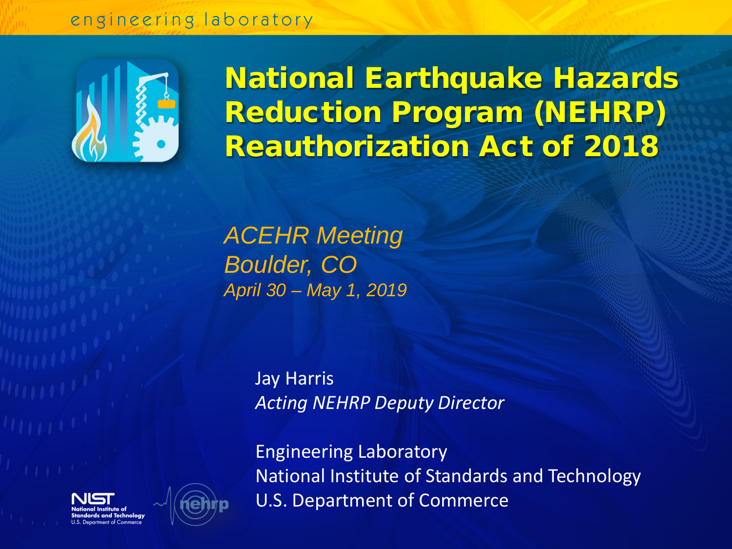# National Earthquake Hazards Reduction Program (NEHRP) Reauthorization Act of 2018

*ACEHR Meeting*
*Boulder, CO*
*April 30 – May 1, 2019*

Jay Harris
*Acting NEHRP Deputy Director*

Engineering Laboratory
National Institute of Standards and Technology
U.S. Department of Commerce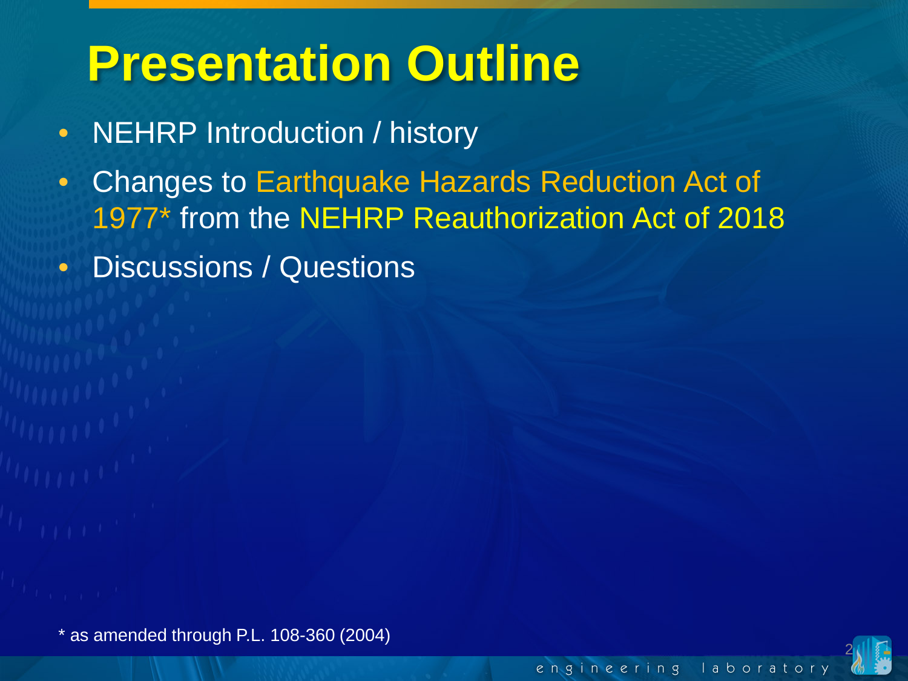# Presentation Outline

- NEHRP Introduction / history
- Changes to Earthquake Hazards Reduction Act of 1977* from the NEHRP Reauthorization Act of 2018
- Discussions / Questions

* as amended through P.L. 108-360 (2004)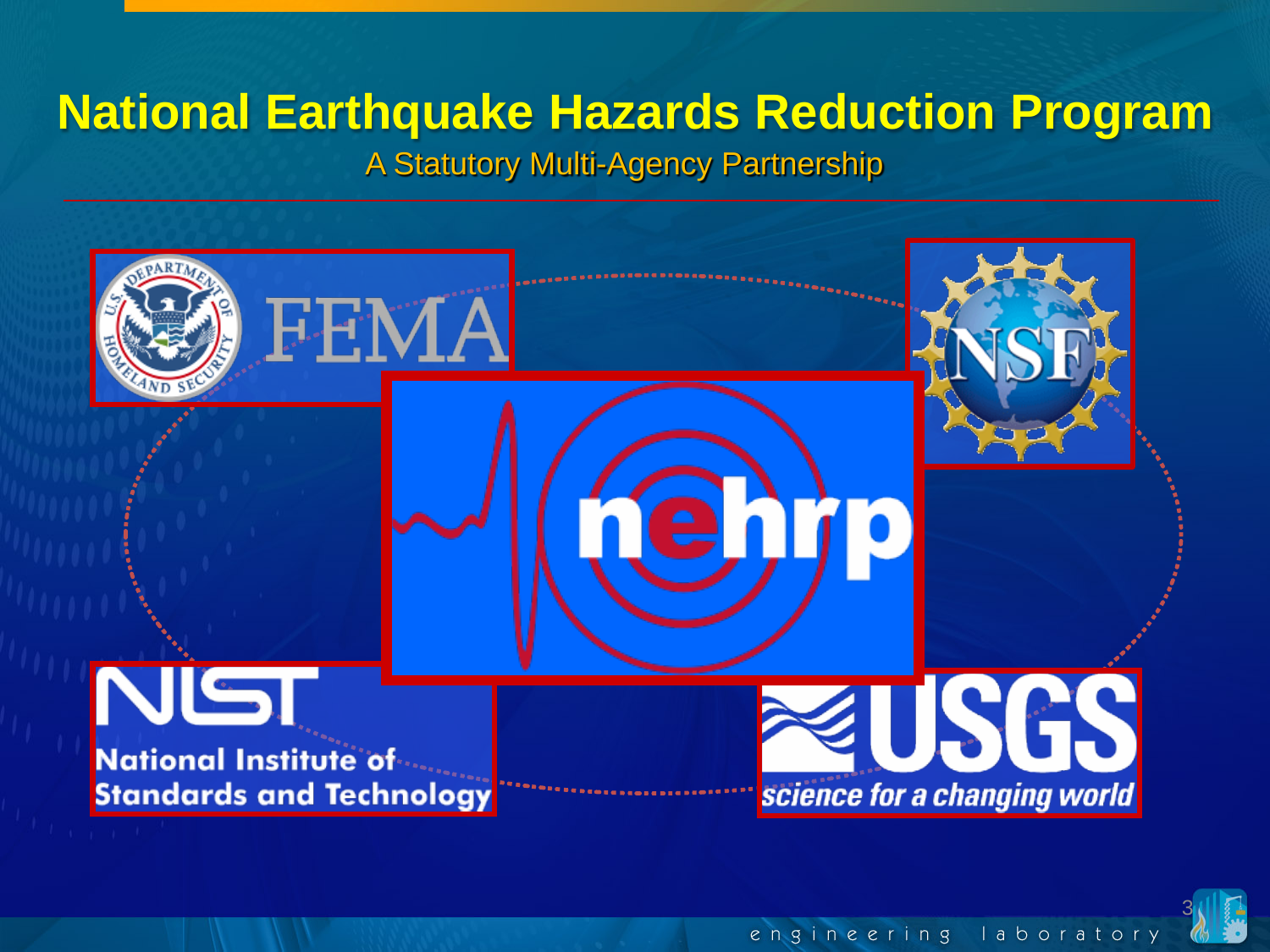# National Earthquake Hazards Reduction Program

A Statutory Multi-Agency Partnership

FEMA

NSF

nehrp

NIST
National Institute of Standards and Technology

USGS
science for a changing world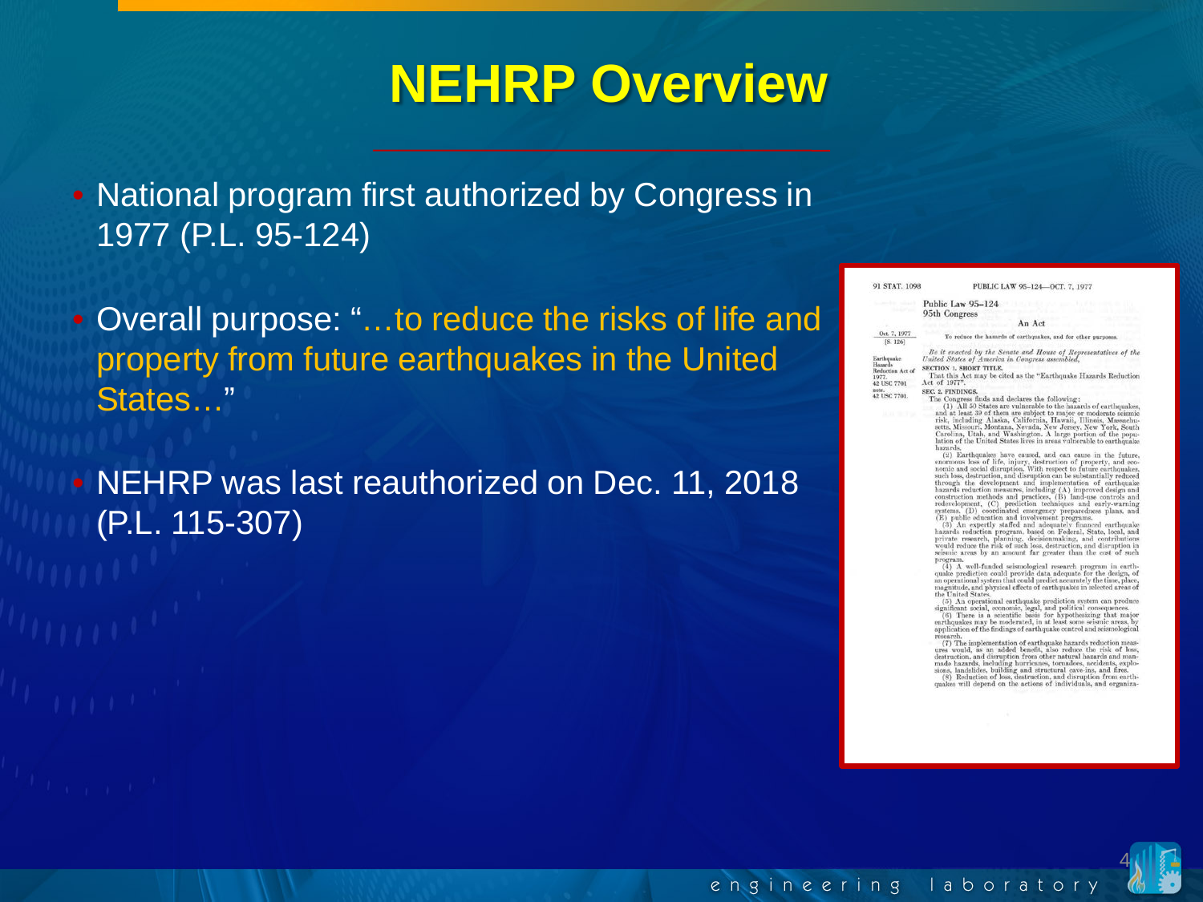# NEHRP Overview

- National program first authorized by Congress in 1977 (P.L. 95-124)
- Overall purpose: "…to reduce the risks of life and property from future earthquakes in the United States…"
- NEHRP was last reauthorized on Dec. 11, 2018 (P.L. 115-307)

91 STAT. 1098 PUBLIC LAW 95-124—OCT. 7, 1977

Public Law 95-124
95th Congress

An Act

Oct. 7, 1977
[S. 126]

To reduce the hazards of earthquakes, and for other purposes.

*Be it enacted by the Senate and House of Representatives of the United States of America in Congress assembled,*

Earthquake Hazards Reduction Act of 1977.
42 USC 7701 note.

SECTION 1. SHORT TITLE.

That this Act may be cited as the "Earthquake Hazards Reduction Act of 1977".

42 USC 7701.

SEC. 2. FINDINGS.

The Congress finds and declares the following:

(1) All 50 States are vulnerable to the hazards of earthquakes, and at least 39 of them are subject to major or moderate seismic risk, including Alaska, California, Hawaii, Illinois, Massachusetts, Missouri, Montana, Nevada, New Jersey, New York, South Carolina, Utah, and Washington. A large portion of the population of the United States lives in areas vulnerable to earthquake hazards.

(2) Earthquakes have caused, and can cause in the future, enormous loss of life, injury, destruction of property, and economic and social disruption. With respect to future earthquakes, such loss, destruction, and disruption can be substantially reduced through the development and implementation of earthquake hazards reduction measures, including (A) improved design and construction methods and practices, (B) land-use controls and redevelopment, (C) prediction techniques and early-warning systems, (D) coordinated emergency preparedness plans, and (E) public education and involvement programs.

(3) An expertly staffed and adequately financed earthquake hazards reduction program, based on Federal, State, local, and private research, planning, decisionmaking, and contributions would reduce the risk of such loss, destruction, and disruption in seismic areas by an amount far greater than the cost of such program.

(4) A well-funded seismological research program in earthquake prediction could provide data adequate for the design, of an operational system that could predict accurately the time, place, magnitude, and physical effects of earthquakes in selected areas of the United States.

(5) An operational earthquake prediction system can produce significant social, economic, legal, and political consequences.

(6) There is a scientific basis for hypothesizing that major earthquakes may be moderated, in at least some seismic areas, by application of the findings of earthquake control and seismological research.

(7) The implementation of earthquake hazards reduction measures would, as an added benefit, also reduce the risk of loss, destruction, and disruption from other natural hazards and man-made hazards, including hurricanes, tornadoes, accidents, explosions, landslides, building and structural cave-ins, and fires.

(8) Reduction of loss, destruction, and disruption from earthquakes will depend on the actions of individuals, and organiza-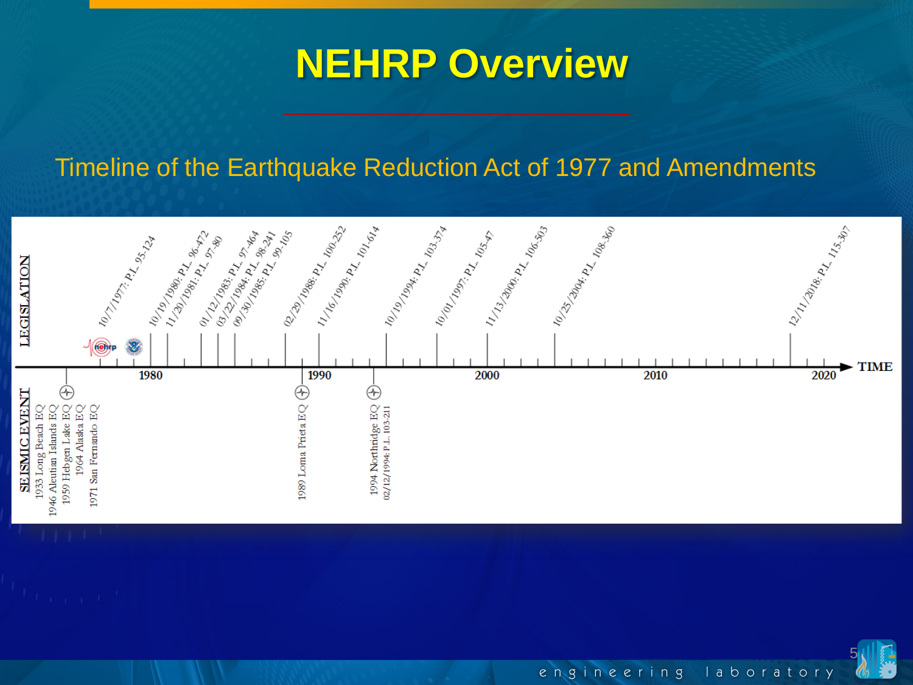# NEHRP Overview

Timeline of the Earthquake Reduction Act of 1977 and Amendments

**LEGISLATION**

- 10/7/1977: P.L. 95-124
- 10/19/1980: P.L. 96-472
- 11/20/1981: P.L. 97-80
- 01/12/1983: P.L. 97-464
- 03/22/1984: P.L. 98-241
- 09/30/1985: P.L. 99-105
- 02/29/1988: P.L. 100-252
- 11/16/1990: P.L. 101-614
- 10/19/1994: P.L. 103-374
- 10/01/1997: P.L. 105-47
- 11/13/2000: P.L. 106-503
- 10/25/2004: P.L. 108-360
- 12/11/2018: P.L. 115-307

TIME: 1980, 1990, 2000, 2010, 2020

**SEISMIC EVENT**

- 1933 Long Beach EQ
- 1946 Aleutian Islands EQ
- 1959 Hebgen Lake EQ
- 1964 Alaska EQ
- 1971 San Fernando EQ
- 1989 Loma Prieta EQ
- 1994 Northridge EQ
- 02/12/1994: P.L. 103-211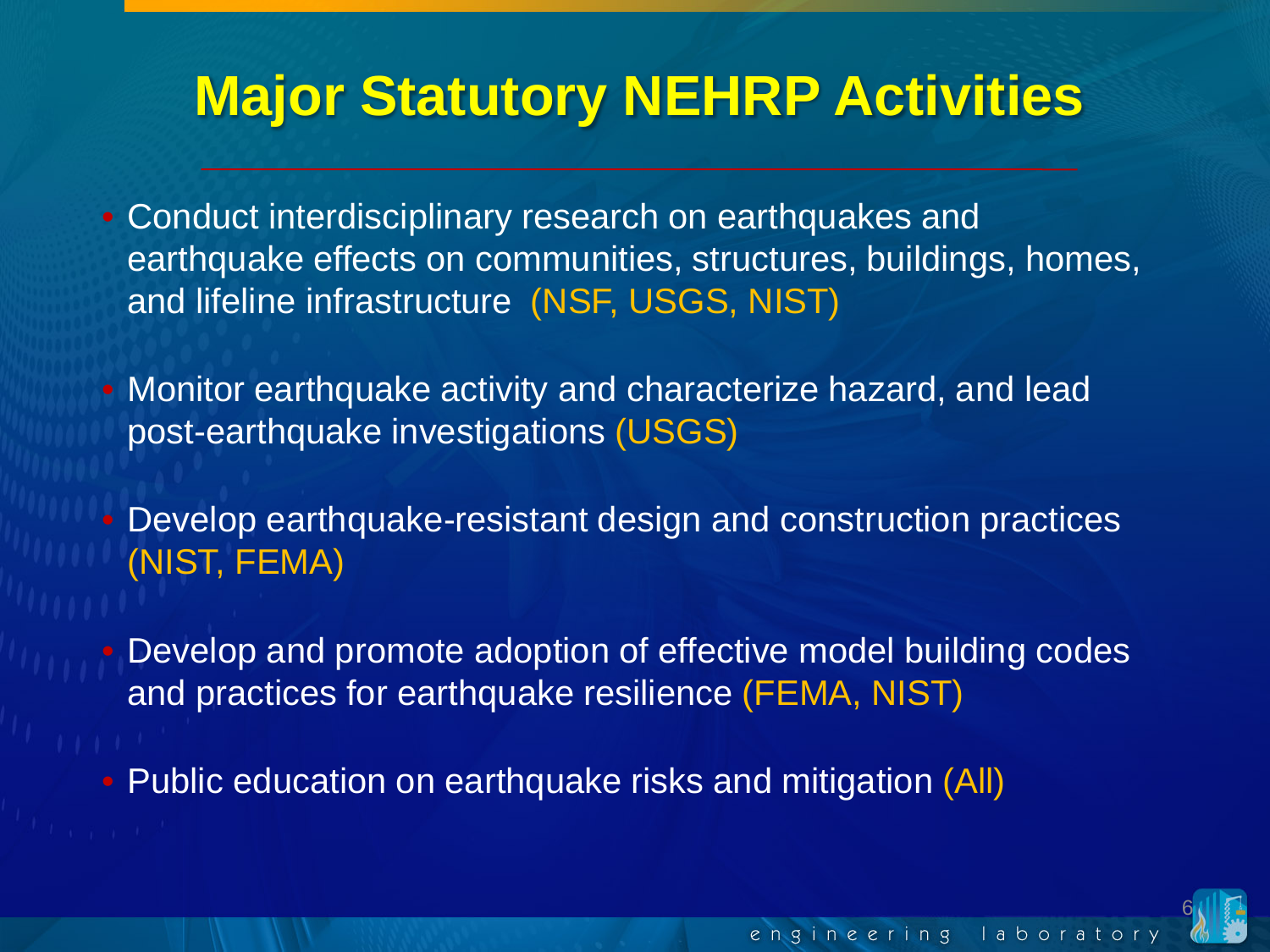# Major Statutory NEHRP Activities

- Conduct interdisciplinary research on earthquakes and earthquake effects on communities, structures, buildings, homes, and lifeline infrastructure (NSF, USGS, NIST)
- Monitor earthquake activity and characterize hazard, and lead post-earthquake investigations (USGS)
- Develop earthquake-resistant design and construction practices (NIST, FEMA)
- Develop and promote adoption of effective model building codes and practices for earthquake resilience (FEMA, NIST)
- Public education on earthquake risks and mitigation (All)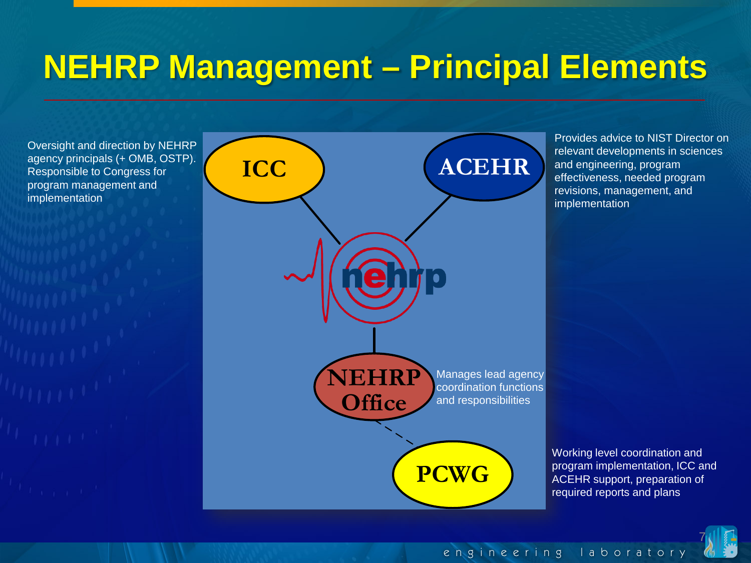# NEHRP Management – Principal Elements

Oversight and direction by NEHRP agency principals (+ OMB, OSTP). Responsible to Congress for program management and implementation

**ICC**

**ACEHR**

Provides advice to NIST Director on relevant developments in sciences and engineering, program effectiveness, needed program revisions, management, and implementation

nehrp

**NEHRP Office**

Manages lead agency coordination functions and responsibilities

**PCWG**

Working level coordination and program implementation, ICC and ACEHR support, preparation of required reports and plans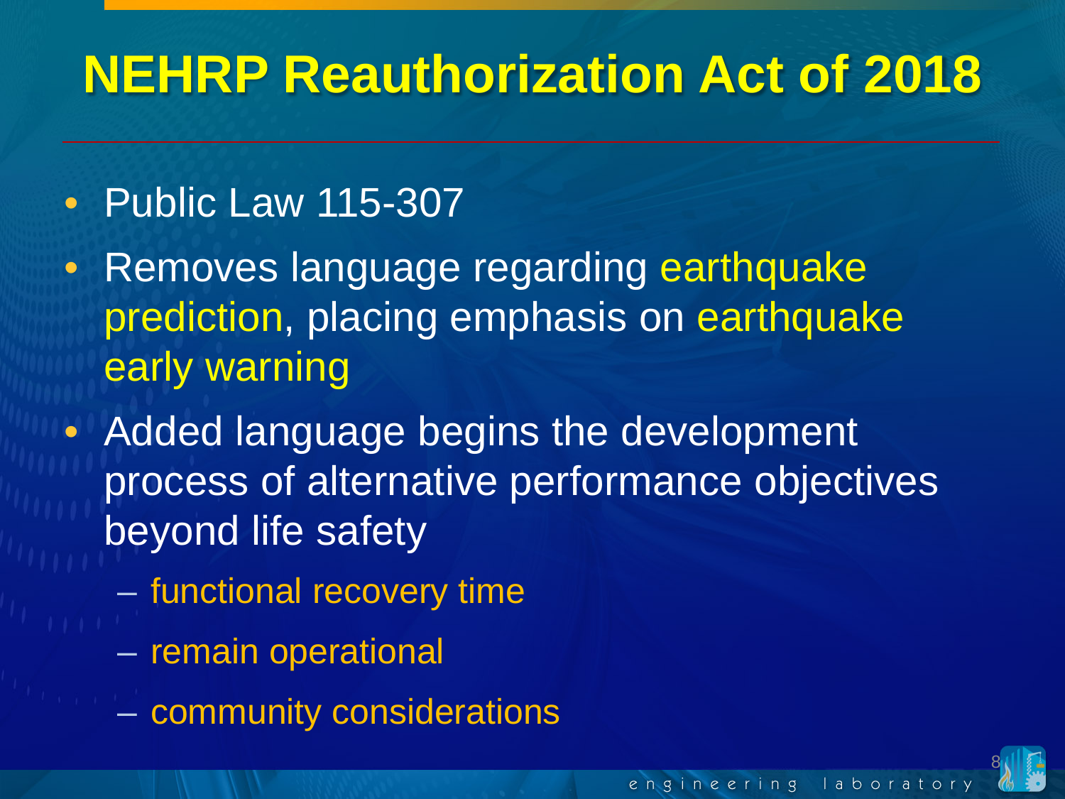# NEHRP Reauthorization Act of 2018

- Public Law 115-307
- Removes language regarding earthquake prediction, placing emphasis on earthquake early warning
- Added language begins the development process of alternative performance objectives beyond life safety
  - functional recovery time
  - remain operational
  - community considerations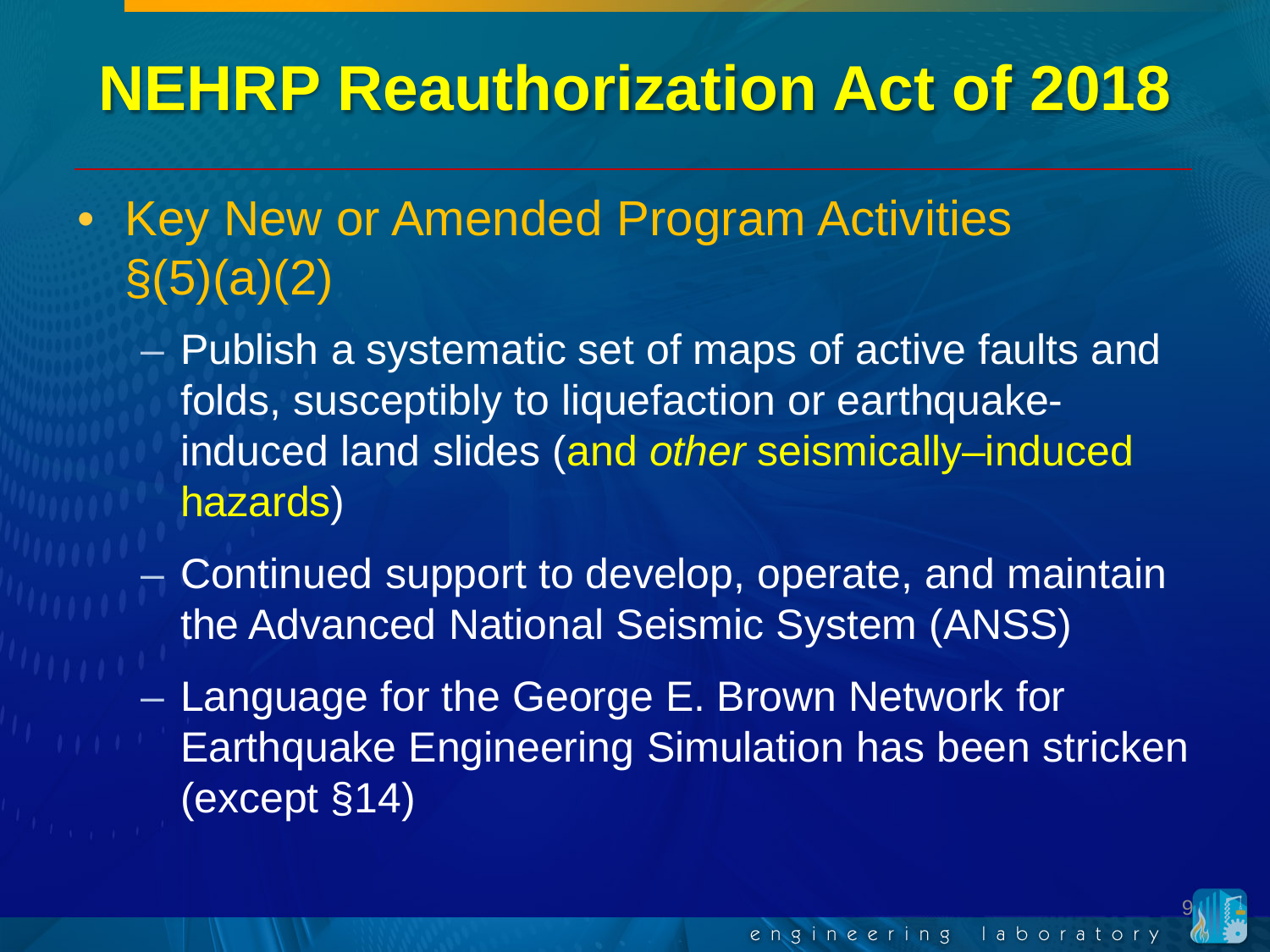# NEHRP Reauthorization Act of 2018

- Key New or Amended Program Activities §(5)(a)(2)
  - Publish a systematic set of maps of active faults and folds, susceptibly to liquefaction or earthquake-induced land slides (and *other* seismically–induced hazards)
  - Continued support to develop, operate, and maintain the Advanced National Seismic System (ANSS)
  - Language for the George E. Brown Network for Earthquake Engineering Simulation has been stricken (except §14)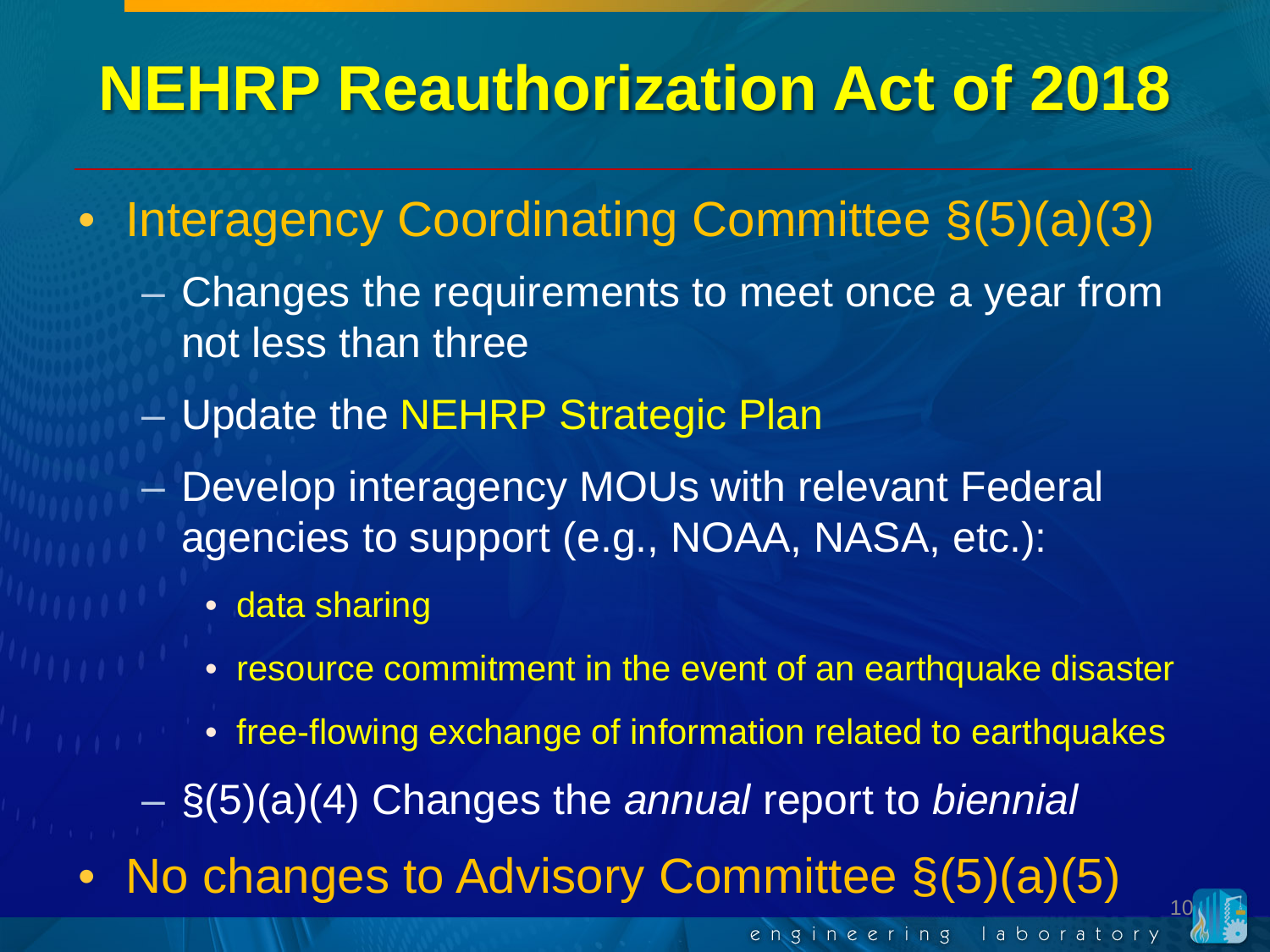# NEHRP Reauthorization Act of 2018

- Interagency Coordinating Committee §(5)(a)(3)
  - Changes the requirements to meet once a year from not less than three
  - Update the NEHRP Strategic Plan
  - Develop interagency MOUs with relevant Federal agencies to support (e.g., NOAA, NASA, etc.):
    - data sharing
    - resource commitment in the event of an earthquake disaster
    - free-flowing exchange of information related to earthquakes
  - §(5)(a)(4) Changes the *annual* report to *biennial*
- No changes to Advisory Committee §(5)(a)(5)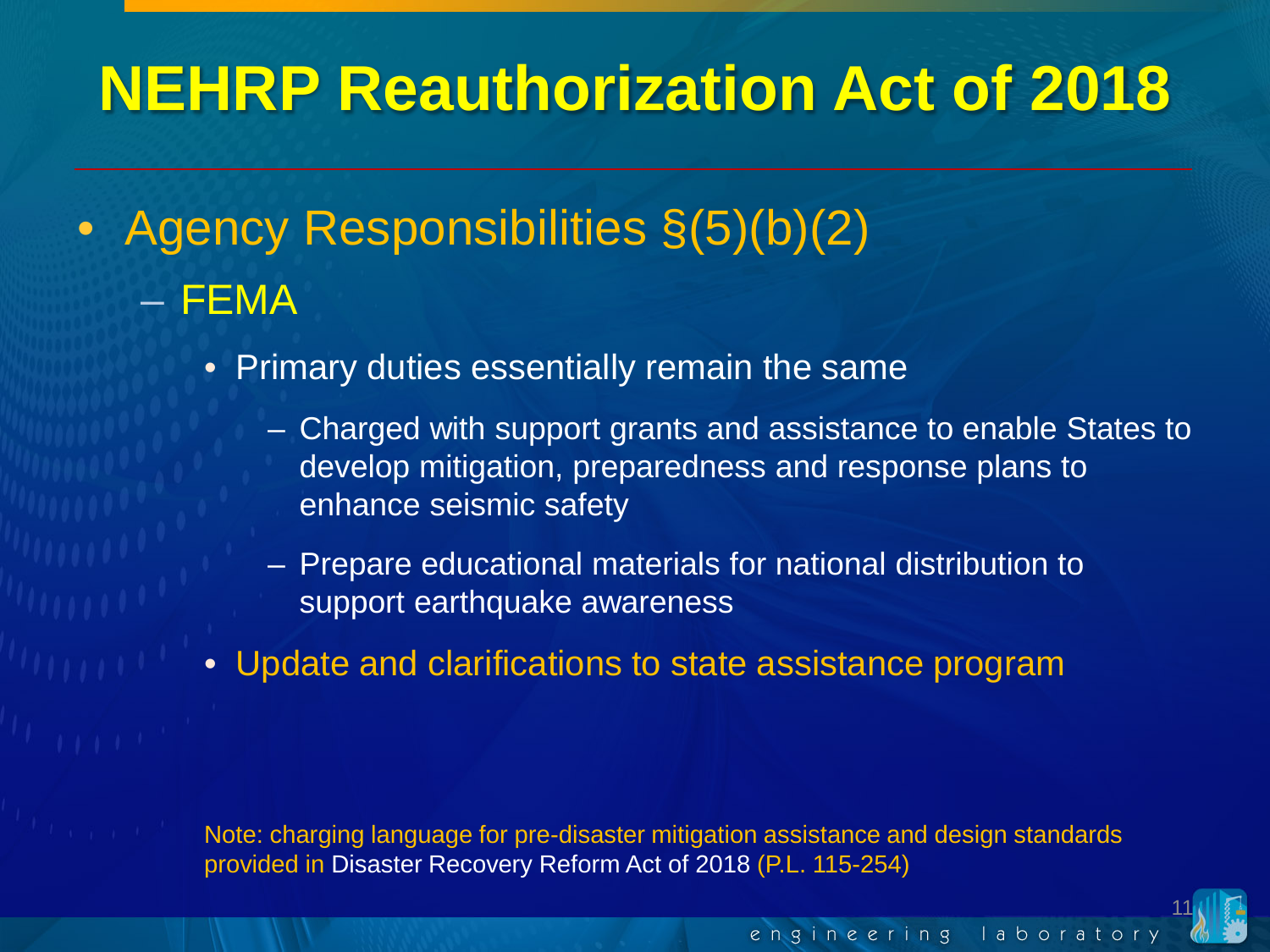# NEHRP Reauthorization Act of 2018

- Agency Responsibilities §(5)(b)(2)
  - FEMA
    - Primary duties essentially remain the same
      - Charged with support grants and assistance to enable States to develop mitigation, preparedness and response plans to enhance seismic safety
      - Prepare educational materials for national distribution to support earthquake awareness
    - Update and clarifications to state assistance program

Note: charging language for pre-disaster mitigation assistance and design standards provided in Disaster Recovery Reform Act of 2018 (P.L. 115-254)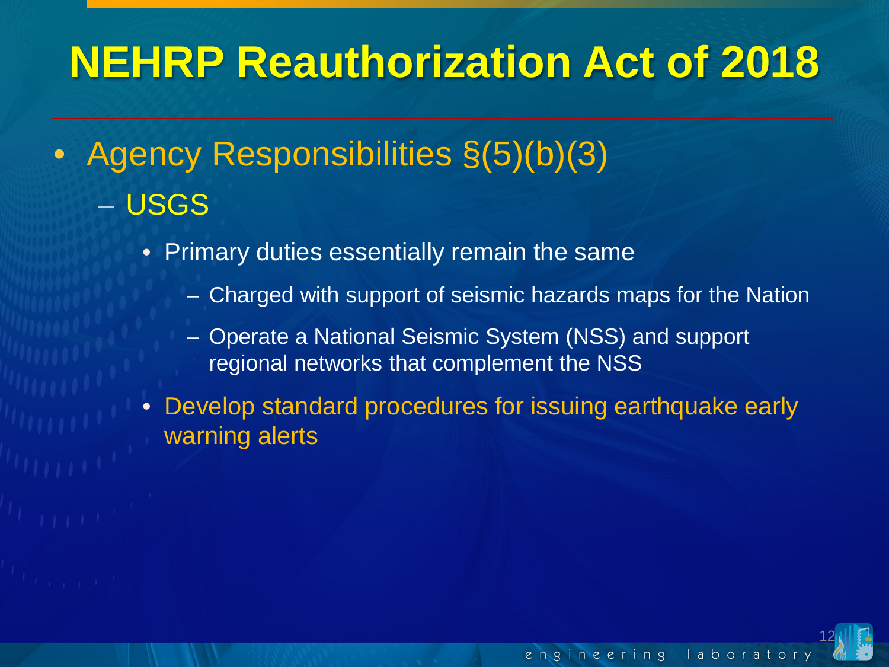# NEHRP Reauthorization Act of 2018

- Agency Responsibilities §(5)(b)(3)
  - USGS
    - Primary duties essentially remain the same
      - Charged with support of seismic hazards maps for the Nation
      - Operate a National Seismic System (NSS) and support regional networks that complement the NSS
    - Develop standard procedures for issuing earthquake early warning alerts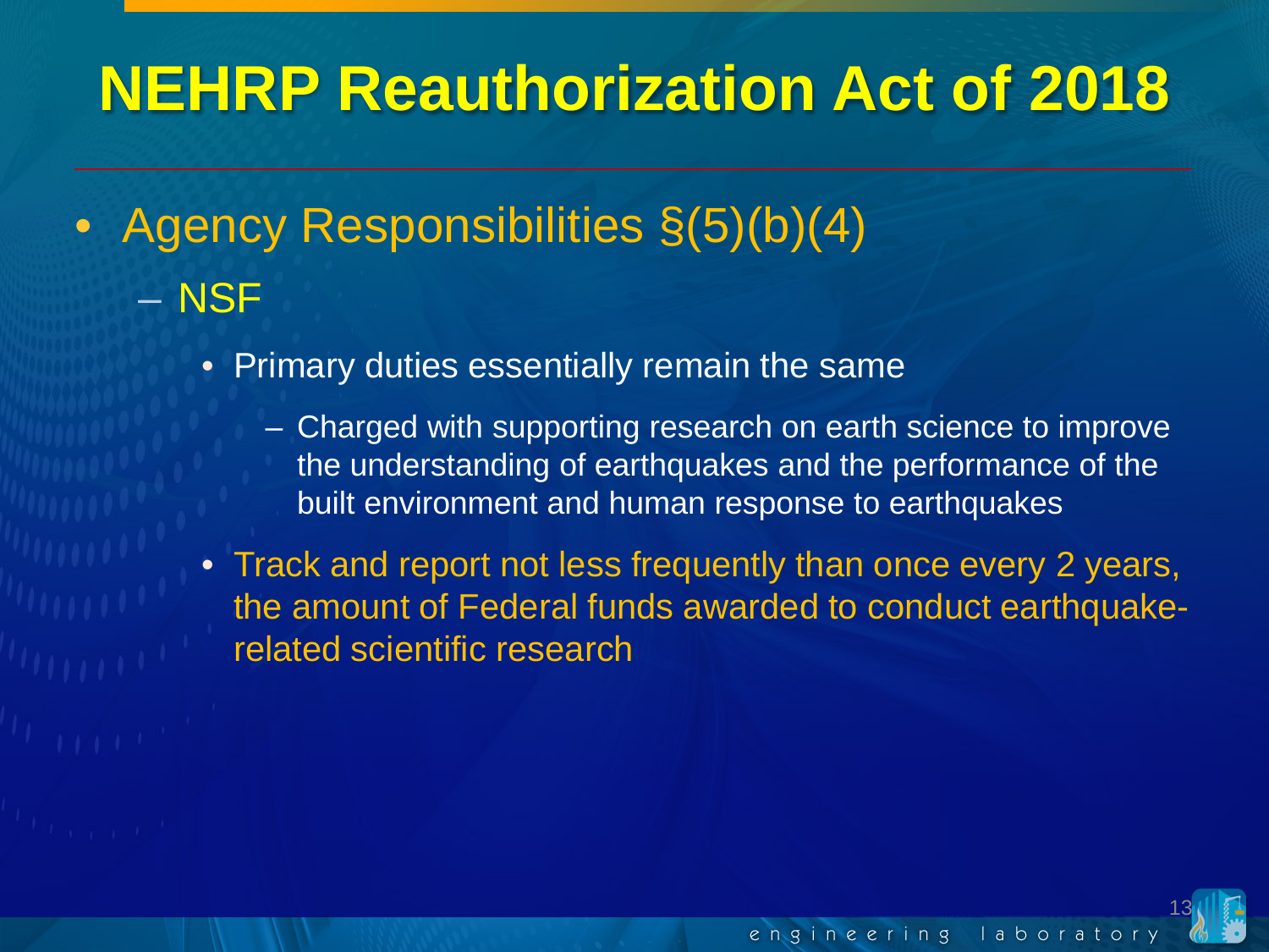# NEHRP Reauthorization Act of 2018

- Agency Responsibilities §(5)(b)(4)
  - NSF
    - Primary duties essentially remain the same
      - Charged with supporting research on earth science to improve the understanding of earthquakes and the performance of the built environment and human response to earthquakes
    - Track and report not less frequently than once every 2 years, the amount of Federal funds awarded to conduct earthquake-related scientific research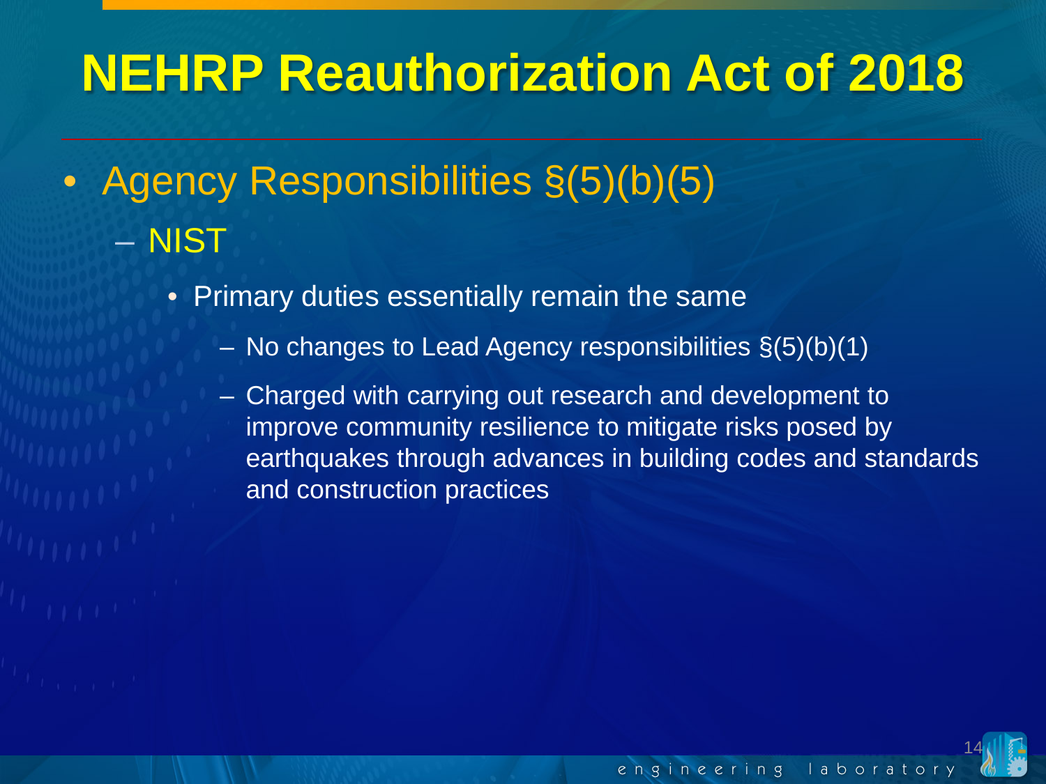# NEHRP Reauthorization Act of 2018

- Agency Responsibilities §(5)(b)(5)
  - NIST
    - Primary duties essentially remain the same
      - No changes to Lead Agency responsibilities §(5)(b)(1)
      - Charged with carrying out research and development to improve community resilience to mitigate risks posed by earthquakes through advances in building codes and standards and construction practices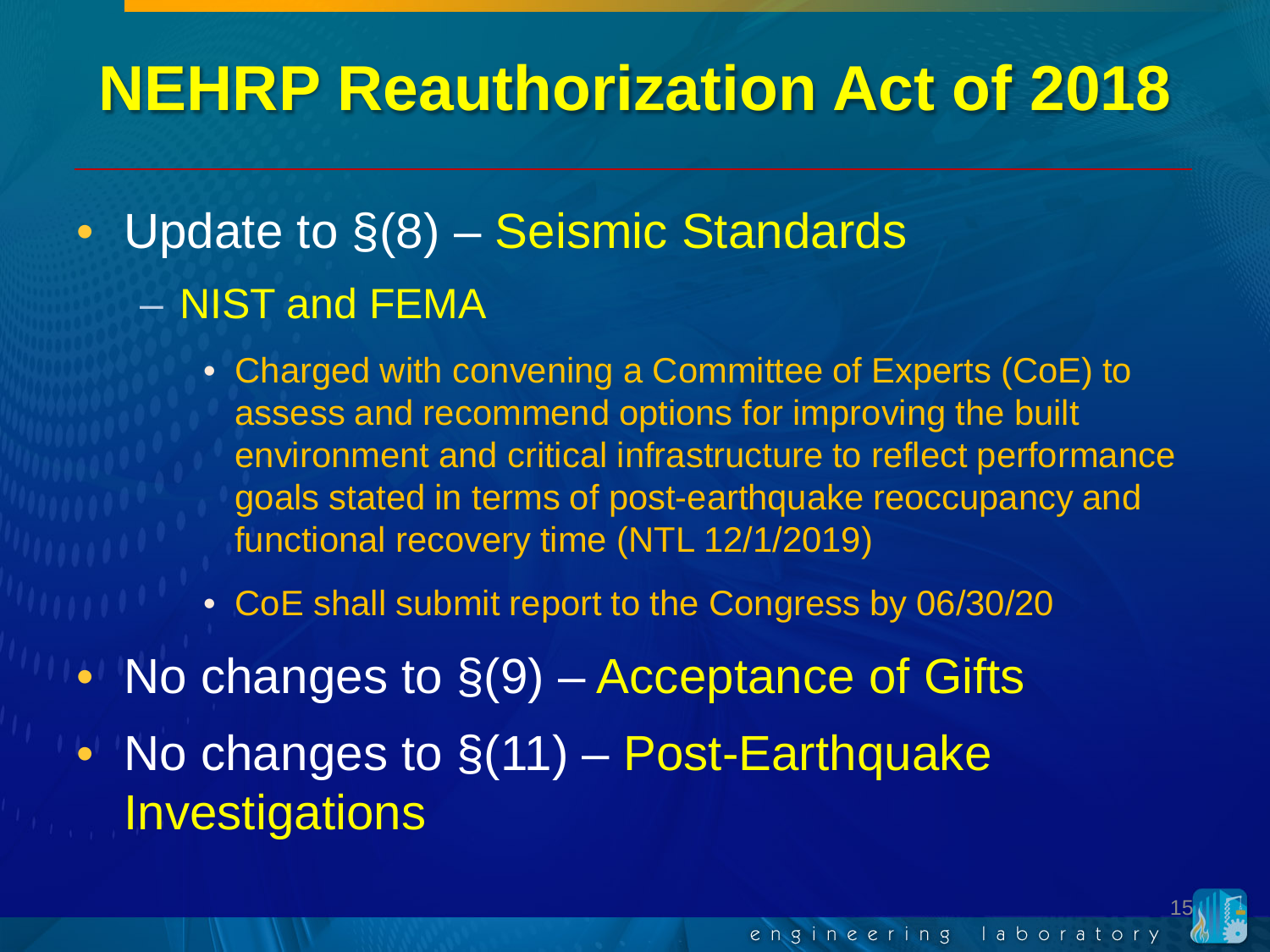# NEHRP Reauthorization Act of 2018

- Update to §(8) – Seismic Standards
  - NIST and FEMA
    - Charged with convening a Committee of Experts (CoE) to assess and recommend options for improving the built environment and critical infrastructure to reflect performance goals stated in terms of post-earthquake reoccupancy and functional recovery time (NTL 12/1/2019)
    - CoE shall submit report to the Congress by 06/30/20
- No changes to §(9) – Acceptance of Gifts
- No changes to §(11) – Post-Earthquake Investigations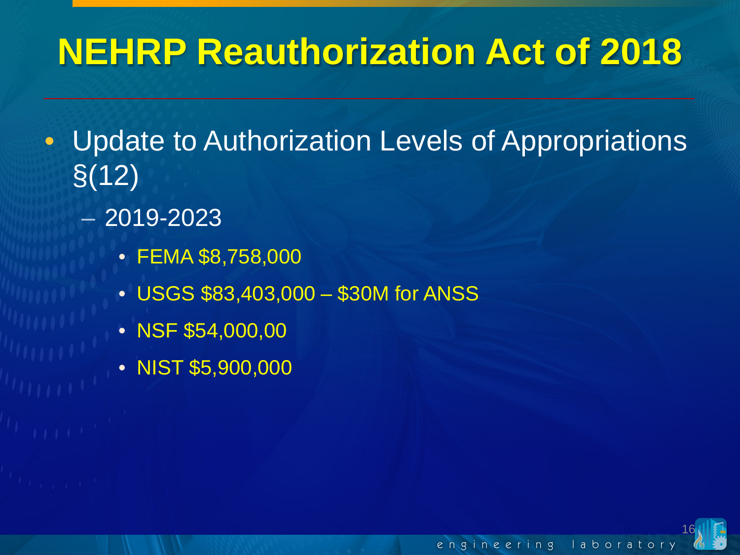# NEHRP Reauthorization Act of 2018

- Update to Authorization Levels of Appropriations §(12)
  - 2019-2023
    - FEMA $8,758,000
    - USGS $83,403,000 – $30M for ANSS
    - NSF $54,000,00
    - NIST $5,900,000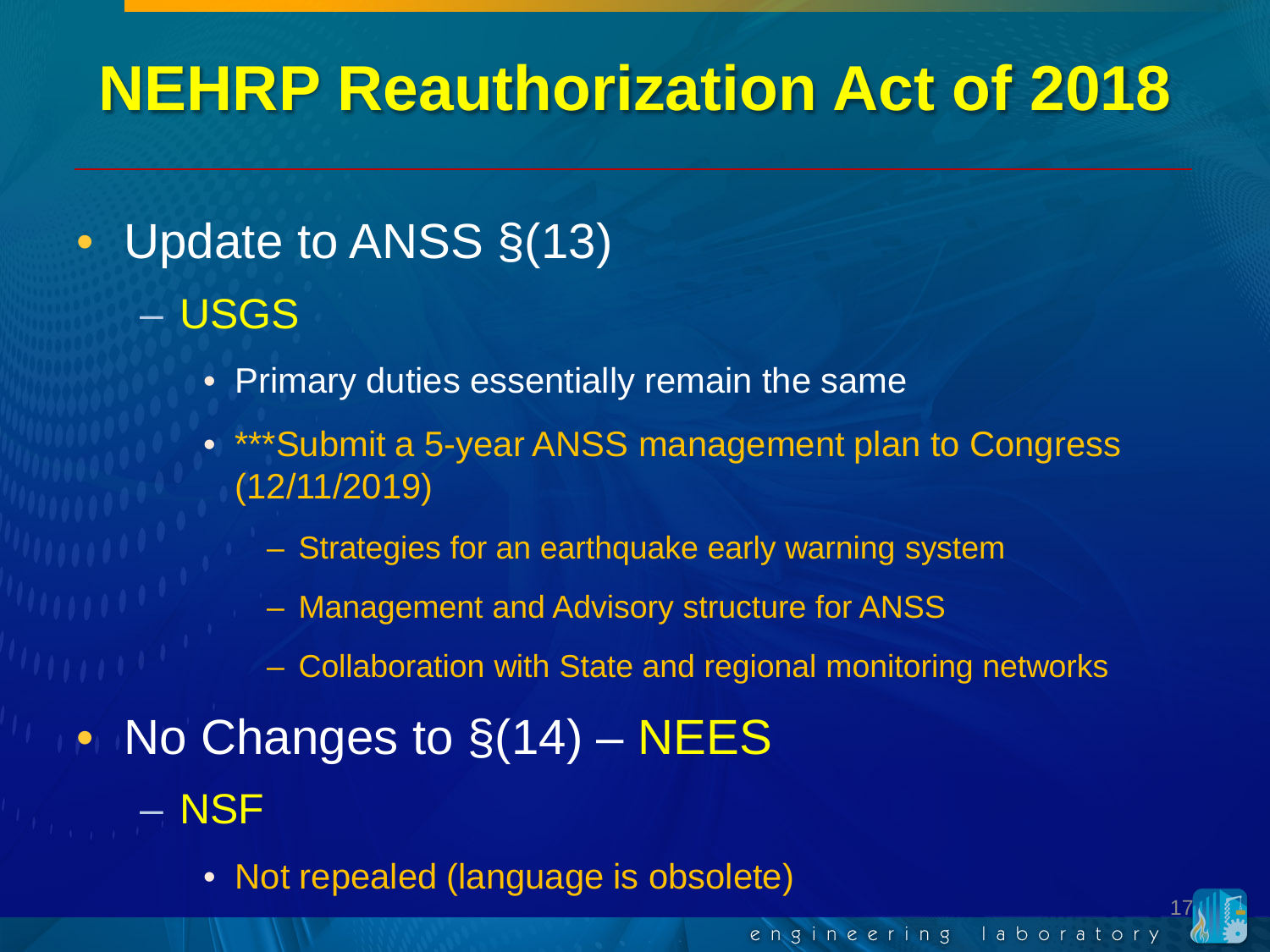# NEHRP Reauthorization Act of 2018

- Update to ANSS §(13)
  - USGS
    - Primary duties essentially remain the same
    - ***Submit a 5-year ANSS management plan to Congress (12/11/2019)
      - Strategies for an earthquake early warning system
      - Management and Advisory structure for ANSS
      - Collaboration with State and regional monitoring networks
- No Changes to §(14) – NEES
  - NSF
    - Not repealed (language is obsolete)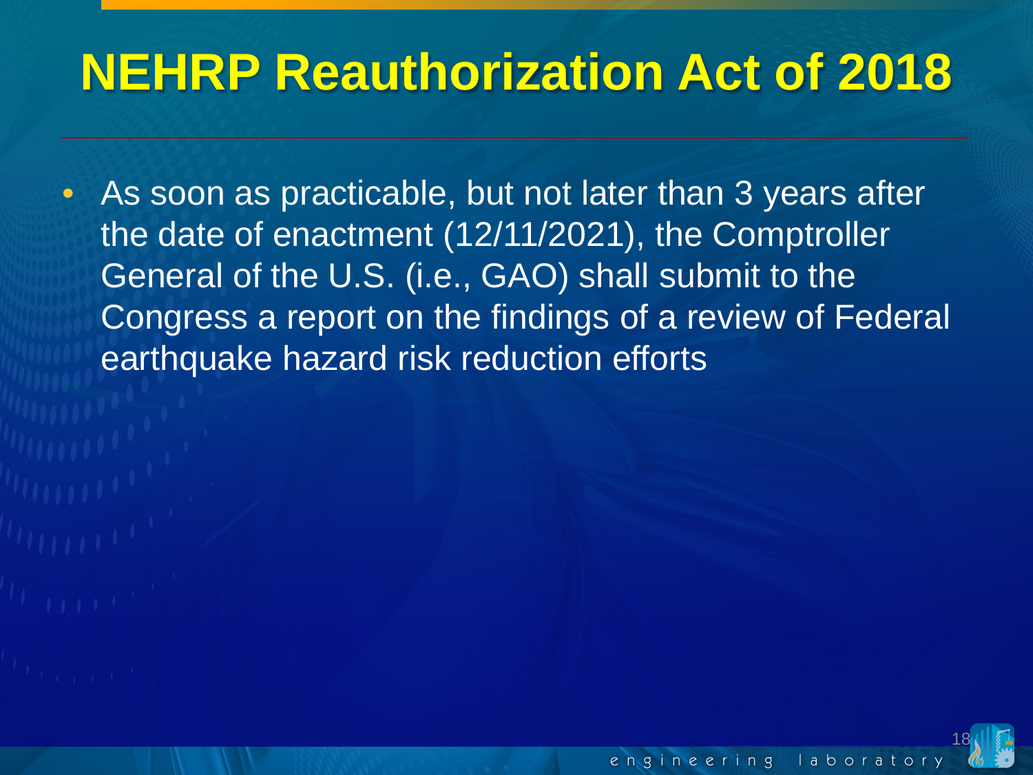# NEHRP Reauthorization Act of 2018

- As soon as practicable, but not later than 3 years after the date of enactment (12/11/2021), the Comptroller General of the U.S. (i.e., GAO) shall submit to the Congress a report on the findings of a review of Federal earthquake hazard risk reduction efforts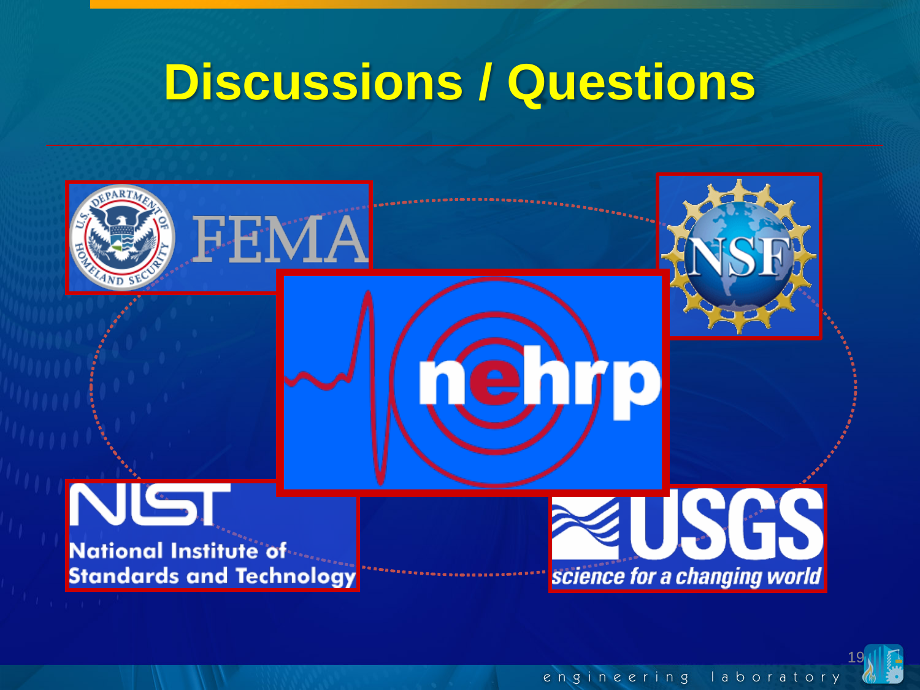# Discussions / Questions

FEMA

NSF

nehrp

NIST
National Institute of Standards and Technology

USGS
science for a changing world